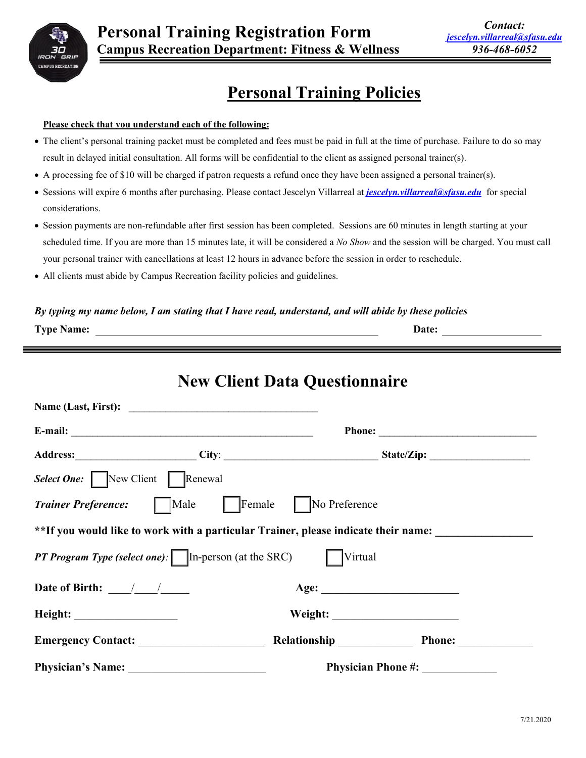# Personal Training Registration Form

## Campus Recreation Department: Fitness & Wellness

**Contact:**
*jescelyn.villarreal@sfasu.edu*
*936-468-6052*

## Personal Training Policies

**Please check that you understand each of the following:**

- The client's personal training packet must be completed and fees must be paid in full at the time of purchase. Failure to do so may result in delayed initial consultation. All forms will be confidential to the client as assigned personal trainer(s).
- A processing fee of $10 will be charged if patron requests a refund once they have been assigned a personal trainer(s).
- Sessions will expire 6 months after purchasing. Please contact Jescelyn Villarreal at ***jescelyn.villarreal@sfasu.edu*** for special considerations.
- Session payments are non-refundable after first session has been completed. Sessions are 60 minutes in length starting at your scheduled time. If you are more than 15 minutes late, it will be considered a *No Show* and the session will be charged. You must call your personal trainer with cancellations at least 12 hours in advance before the session in order to reschedule.
- All clients must abide by Campus Recreation facility policies and guidelines.

***By typing my name below, I am stating that I have read, understand, and will abide by these policies***

**Type Name:** ______________________________ **Date:** __________________

---

# New Client Data Questionnaire

**Name (Last, First):** ______________________________

**E-mail:** ______________________________ **Phone:** ______________________________

**Address:** ____________________ **City**: ____________________ **State/Zip:** ____________________

***Select One:*** ☐ New Client ☐ Renewal

***Trainer Preference:*** ☐ Male ☐ Female ☐ No Preference

****If you would like to work with a particular Trainer, please indicate their name:** ________________

***PT Program Type (select one)***: ☐ In-person (at the SRC) ☐ Virtual

**Date of Birth:** ____/____/_____ **Age:** ____________________

**Height:** ____________________ **Weight:** ____________________

**Emergency Contact:** ____________________ **Relationship** ____________ **Phone:** ____________

**Physician's Name:** ____________________ **Physician Phone #:** ____________

7/21.2020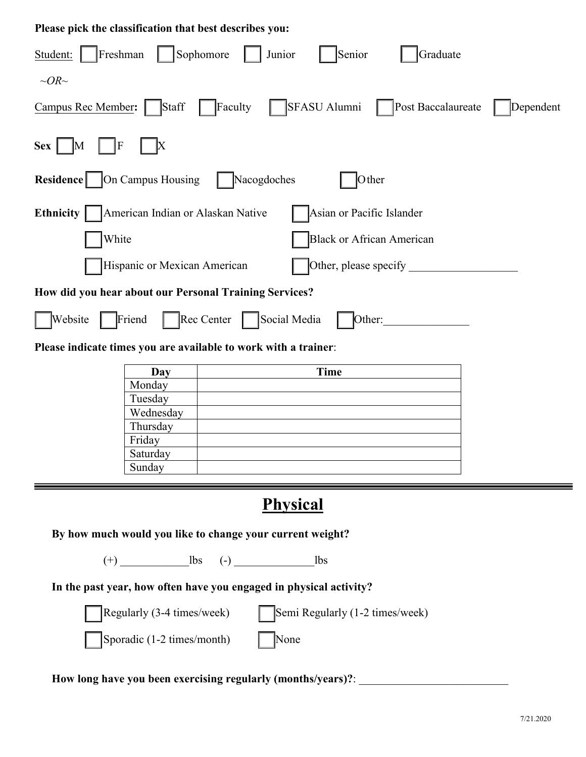**Please pick the classification that best describes you:**

Student: ☐ Freshman ☐ Sophomore ☐ Junior ☐ Senior ☐ Graduate

*~OR~*

Campus Rec Member**:** ☐ Staff ☐ Faculty ☐ SFASU Alumni ☐ Post Baccalaureate ☐ Dependent

**Sex** ☐ M ☐ F ☐ X

**Residence** ☐ On Campus Housing ☐ Nacogdoches ☐ Other

**Ethnicity** ☐ American Indian or Alaskan Native ☐ Asian or Pacific Islander

☐ White ☐ Black or African American

☐ Hispanic or Mexican American ☐ Other, please specify ___________________

**How did you hear about our Personal Training Services?**

☐ Website ☐ Friend ☐ Rec Center ☐ Social Media ☐ Other:_______________

**Please indicate times you are available to work with a trainer**:

| Day | Time |
| --- | --- |
| Monday | |
| Tuesday | |
| Wednesday | |
| Thursday | |
| Friday | |
| Saturday | |
| Sunday | |

---

# Physical

**By how much would you like to change your current weight?**

(+) ____________lbs (-) ______________lbs

**In the past year, how often have you engaged in physical activity?**

☐ Regularly (3-4 times/week) ☐ Semi Regularly (1-2 times/week)

☐ Sporadic (1-2 times/month) ☐ None

**How long have you been exercising regularly (months/years)?**: __________________________

7/21.2020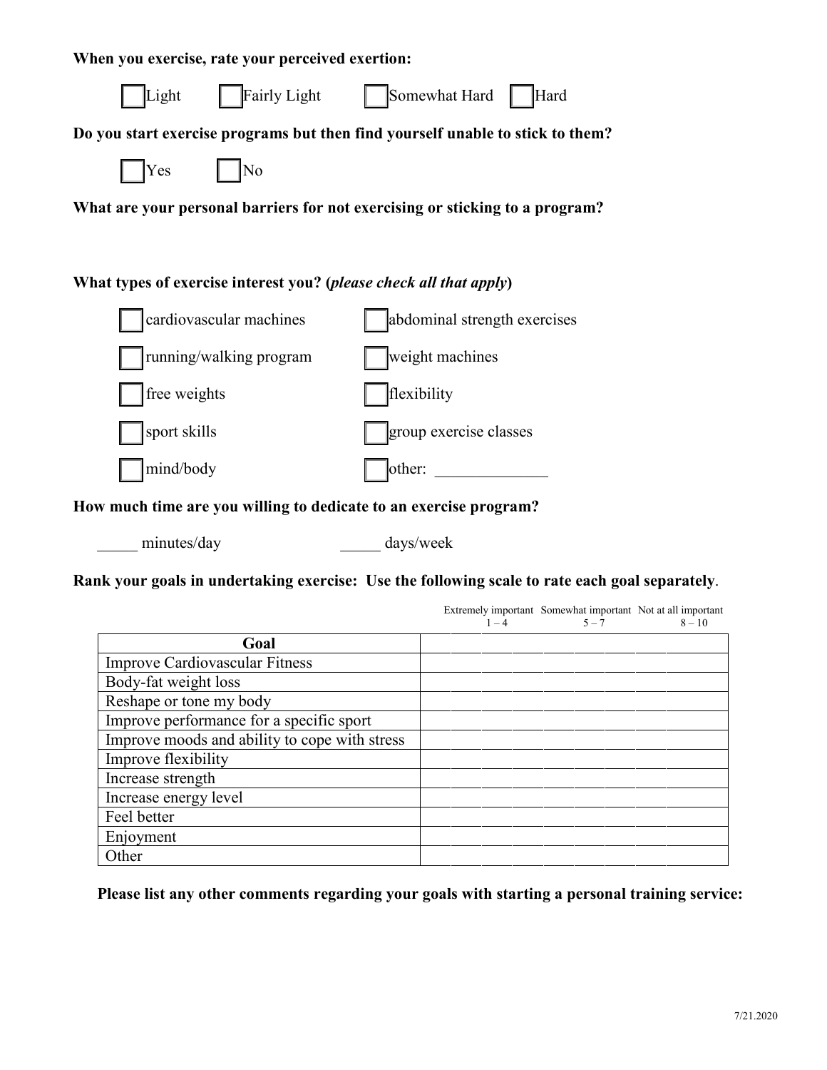**When you exercise, rate your perceived exertion:**

☐ Light ☐ Fairly Light ☐ Somewhat Hard ☐ Hard

**Do you start exercise programs but then find yourself unable to stick to them?**

☐ Yes ☐ No

**What are your personal barriers for not exercising or sticking to a program?**

**What types of exercise interest you? (*please check all that apply*)**

☐ cardiovascular machines ☐ abdominal strength exercises

☐ running/walking program ☐ weight machines

☐ free weights ☐ flexibility

☐ sport skills ☐ group exercise classes

☐ mind/body ☐ other: ______________

**How much time are you willing to dedicate to an exercise program?**

_____ minutes/day _____ days/week

**Rank your goals in undertaking exercise: Use the following scale to rate each goal separately**.

| Goal | Extremely important 1 – 4 | | | | Somewhat important 5 – 7 | | | Not at all important 8 – 10 | | |
|---|---|---|---|---|---|---|---|---|---|---|
| Improve Cardiovascular Fitness | | | | | | | | | | |
| Body-fat weight loss | | | | | | | | | | |
| Reshape or tone my body | | | | | | | | | | |
| Improve performance for a specific sport | | | | | | | | | | |
| Improve moods and ability to cope with stress | | | | | | | | | | |
| Improve flexibility | | | | | | | | | | |
| Increase strength | | | | | | | | | | |
| Increase energy level | | | | | | | | | | |
| Feel better | | | | | | | | | | |
| Enjoyment | | | | | | | | | | |
| Other | | | | | | | | | | |

**Please list any other comments regarding your goals with starting a personal training service:**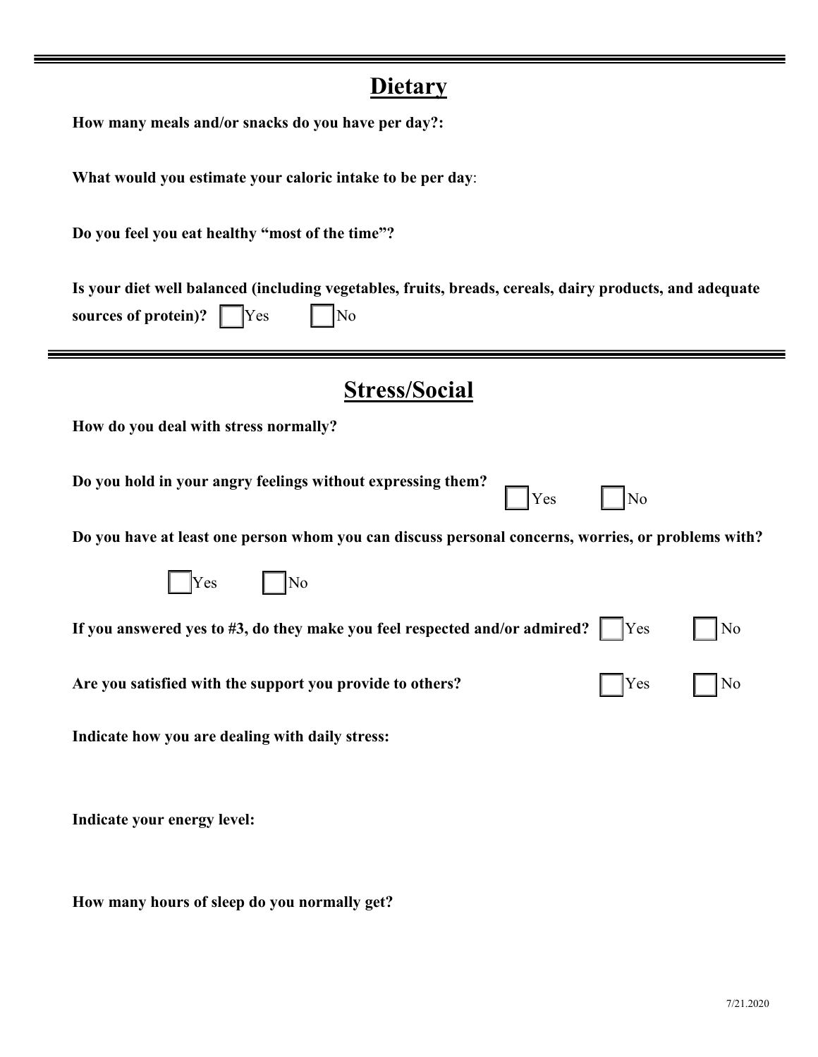## Dietary

**How many meals and/or snacks do you have per day?:**

**What would you estimate your caloric intake to be per day**:

**Do you feel you eat healthy "most of the time"?**

**Is your diet well balanced (including vegetables, fruits, breads, cereals, dairy products, and adequate sources of protein)?** ☐ Yes ☐ No

## Stress/Social

**How do you deal with stress normally?**

**Do you hold in your angry feelings without expressing them?** ☐ Yes ☐ No

**Do you have at least one person whom you can discuss personal concerns, worries, or problems with?**

☐ Yes ☐ No

**If you answered yes to #3, do they make you feel respected and/or admired?** ☐ Yes ☐ No

**Are you satisfied with the support you provide to others?** ☐ Yes ☐ No

**Indicate how you are dealing with daily stress:**

**Indicate your energy level:**

**How many hours of sleep do you normally get?**

7/21.2020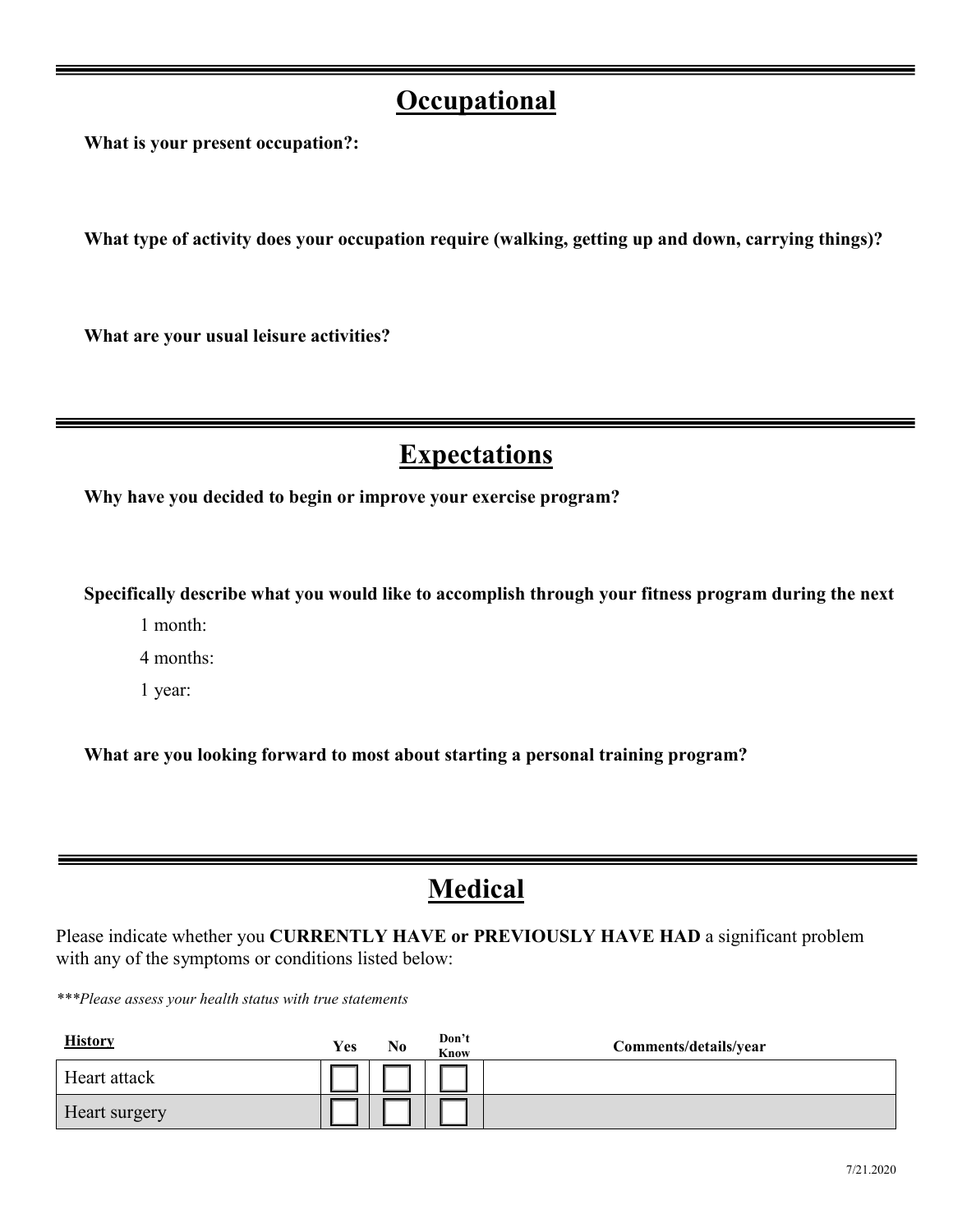## Occupational

**What is your present occupation?:**

**What type of activity does your occupation require (walking, getting up and down, carrying things)?**

**What are your usual leisure activities?**

## Expectations

**Why have you decided to begin or improve your exercise program?**

**Specifically describe what you would like to accomplish through your fitness program during the next**

1 month:

4 months:

1 year:

**What are you looking forward to most about starting a personal training program?**

## Medical

Please indicate whether you **CURRENTLY HAVE or PREVIOUSLY HAVE HAD** a significant problem with any of the symptoms or conditions listed below:

****Please assess your health status with true statements*

| History | Yes | No | Don't Know | Comments/details/year |
| --- | --- | --- | --- | --- |
| Heart attack | ☐ | ☐ | ☐ | |
| Heart surgery | ☐ | ☐ | ☐ | |

7/21.2020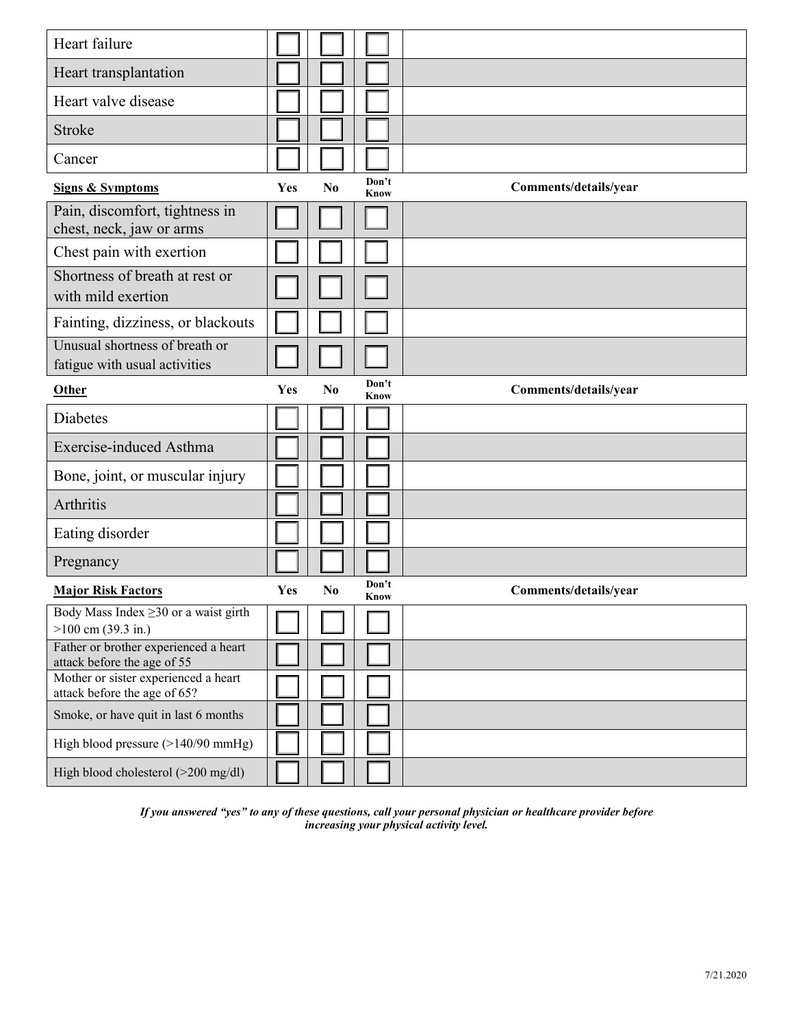| | | | | |
|---|---|---|---|---|
| Heart failure | ☐ | ☐ | ☐ | |
| Heart transplantation | ☐ | ☐ | ☐ | |
| Heart valve disease | ☐ | ☐ | ☐ | |
| Stroke | ☐ | ☐ | ☐ | |
| Cancer | ☐ | ☐ | ☐ | |

| **Signs & Symptoms** | **Yes** | **No** | **Don't Know** | **Comments/details/year** |
|---|---|---|---|---|
| Pain, discomfort, tightness in chest, neck, jaw or arms | ☐ | ☐ | ☐ | |
| Chest pain with exertion | ☐ | ☐ | ☐ | |
| Shortness of breath at rest or with mild exertion | ☐ | ☐ | ☐ | |
| Fainting, dizziness, or blackouts | ☐ | ☐ | ☐ | |
| Unusual shortness of breath or fatigue with usual activities | ☐ | ☐ | ☐ | |

| **Other** | **Yes** | **No** | **Don't Know** | **Comments/details/year** |
|---|---|---|---|---|
| Diabetes | ☐ | ☐ | ☐ | |
| Exercise-induced Asthma | ☐ | ☐ | ☐ | |
| Bone, joint, or muscular injury | ☐ | ☐ | ☐ | |
| Arthritis | ☐ | ☐ | ☐ | |
| Eating disorder | ☐ | ☐ | ☐ | |
| Pregnancy | ☐ | ☐ | ☐ | |

| **Major Risk Factors** | **Yes** | **No** | **Don't Know** | **Comments/details/year** |
|---|---|---|---|---|
| Body Mass Index ≥30 or a waist girth >100 cm (39.3 in.) | ☐ | ☐ | ☐ | |
| Father or brother experienced a heart attack before the age of 55 | ☐ | ☐ | ☐ | |
| Mother or sister experienced a heart attack before the age of 65? | ☐ | ☐ | ☐ | |
| Smoke, or have quit in last 6 months | ☐ | ☐ | ☐ | |
| High blood pressure (>140/90 mmHg) | ☐ | ☐ | ☐ | |
| High blood cholesterol (>200 mg/dl) | ☐ | ☐ | ☐ | |

***If you answered "yes" to any of these questions, call your personal physician or healthcare provider before increasing your physical activity level.***

7/21.2020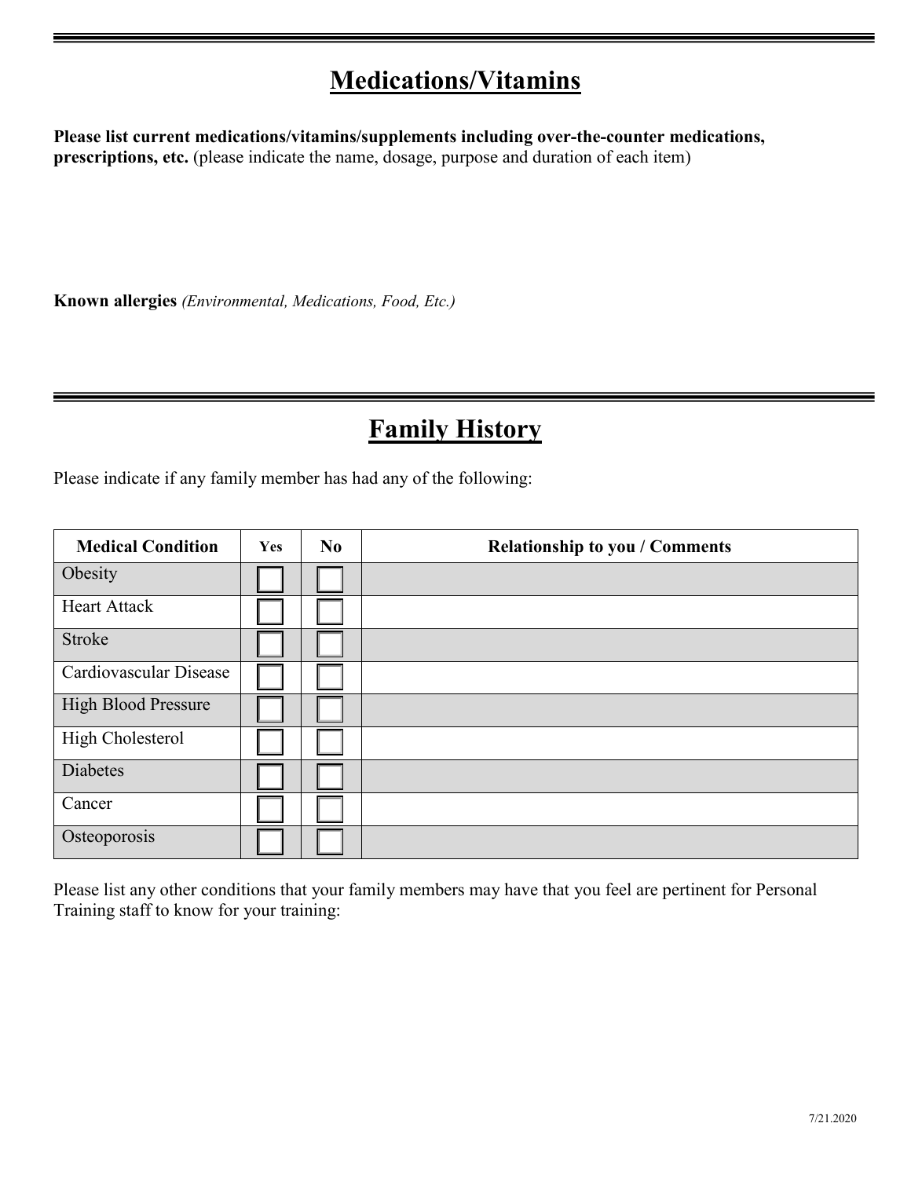# Medications/Vitamins

**Please list current medications/vitamins/supplements including over-the-counter medications, prescriptions, etc.** (please indicate the name, dosage, purpose and duration of each item)

**Known allergies** *(Environmental, Medications, Food, Etc.)*

# Family History

Please indicate if any family member has had any of the following:

| Medical Condition | Yes | No | Relationship to you / Comments |
|---|---|---|---|
| Obesity | ☐ | ☐ | |
| Heart Attack | ☐ | ☐ | |
| Stroke | ☐ | ☐ | |
| Cardiovascular Disease | ☐ | ☐ | |
| High Blood Pressure | ☐ | ☐ | |
| High Cholesterol | ☐ | ☐ | |
| Diabetes | ☐ | ☐ | |
| Cancer | ☐ | ☐ | |
| Osteoporosis | ☐ | ☐ | |

Please list any other conditions that your family members may have that you feel are pertinent for Personal Training staff to know for your training:

7/21.2020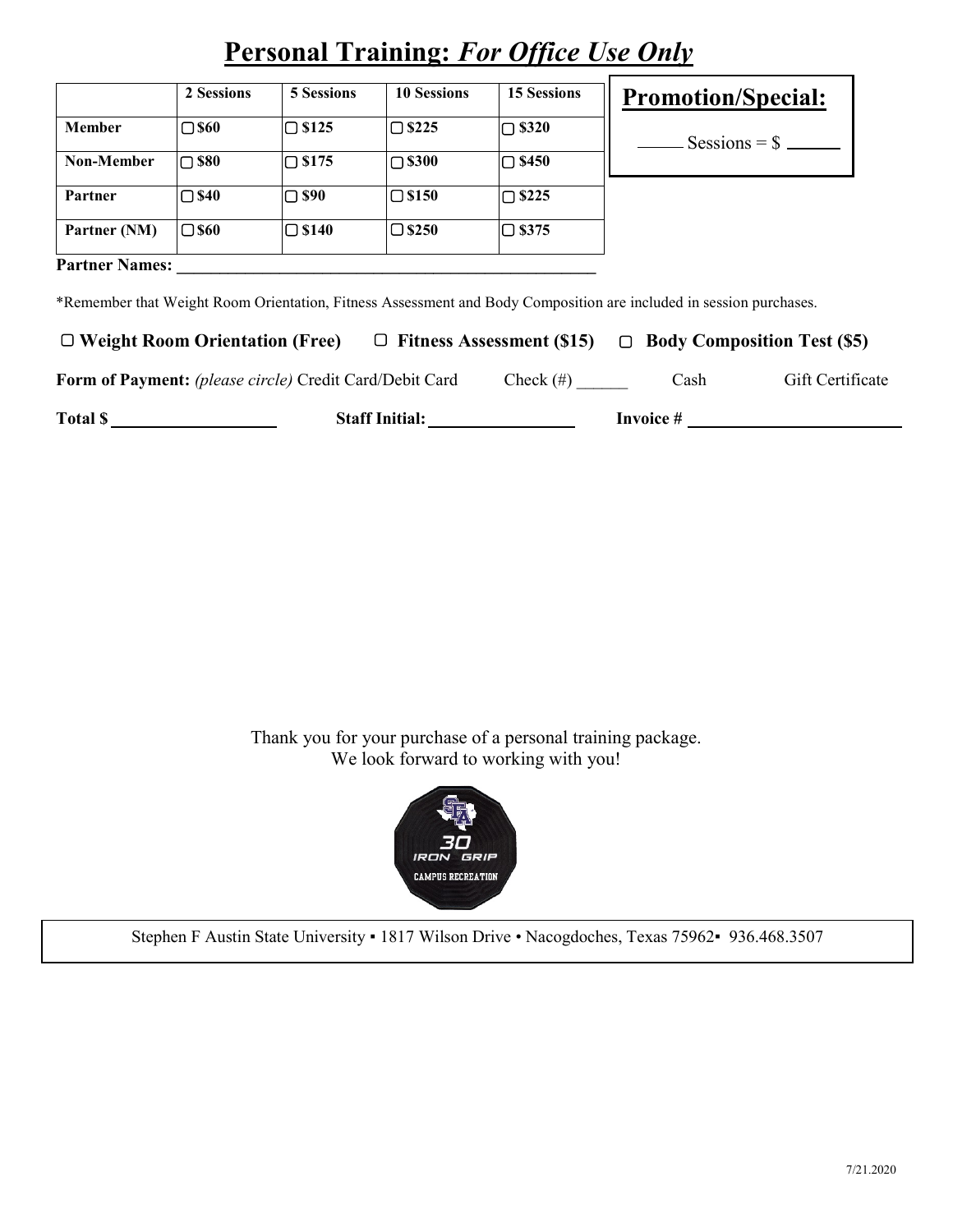# Personal Training: *For Office Use Only*

| | 2 Sessions | 5 Sessions | 10 Sessions | 15 Sessions |
|---|---|---|---|---|
| **Member** | ▢ **$60** | ▢ **$125** | ▢ **$225** | ▢ **$320** |
| **Non-Member** | ▢ **$80** | ▢ **$175** | ▢ **$300** | ▢ **$450** |
| **Partner** | ▢ **$40** | ▢ **$90** | ▢ **$150** | ▢ **$225** |
| **Partner (NM)** | ▢ **$60** | ▢ **$140** | ▢ **$250** | ▢ **$375** |

**Promotion/Special:**

_____ Sessions = $ ______

**Partner Names:** ____________________________________________________

*Remember that Weight Room Orientation, Fitness Assessment and Body Composition are included in session purchases.

▢ **Weight Room Orientation (Free)** ▢ **Fitness Assessment ($15)** ▢ **Body Composition Test ($5)**

**Form of Payment:** *(please circle)* Credit Card/Debit Card Check (#) ______ Cash Gift Certificate

**Total $** ____________________ **Staff Initial:** __________________ **Invoice #** __________________________

Thank you for your purchase of a personal training package.
We look forward to working with you!

SFA 30 IRON GRIP CAMPUS RECREATION

Stephen F Austin State University ▪ 1817 Wilson Drive • Nacogdoches, Texas 75962▪ 936.468.3507

7/21.2020